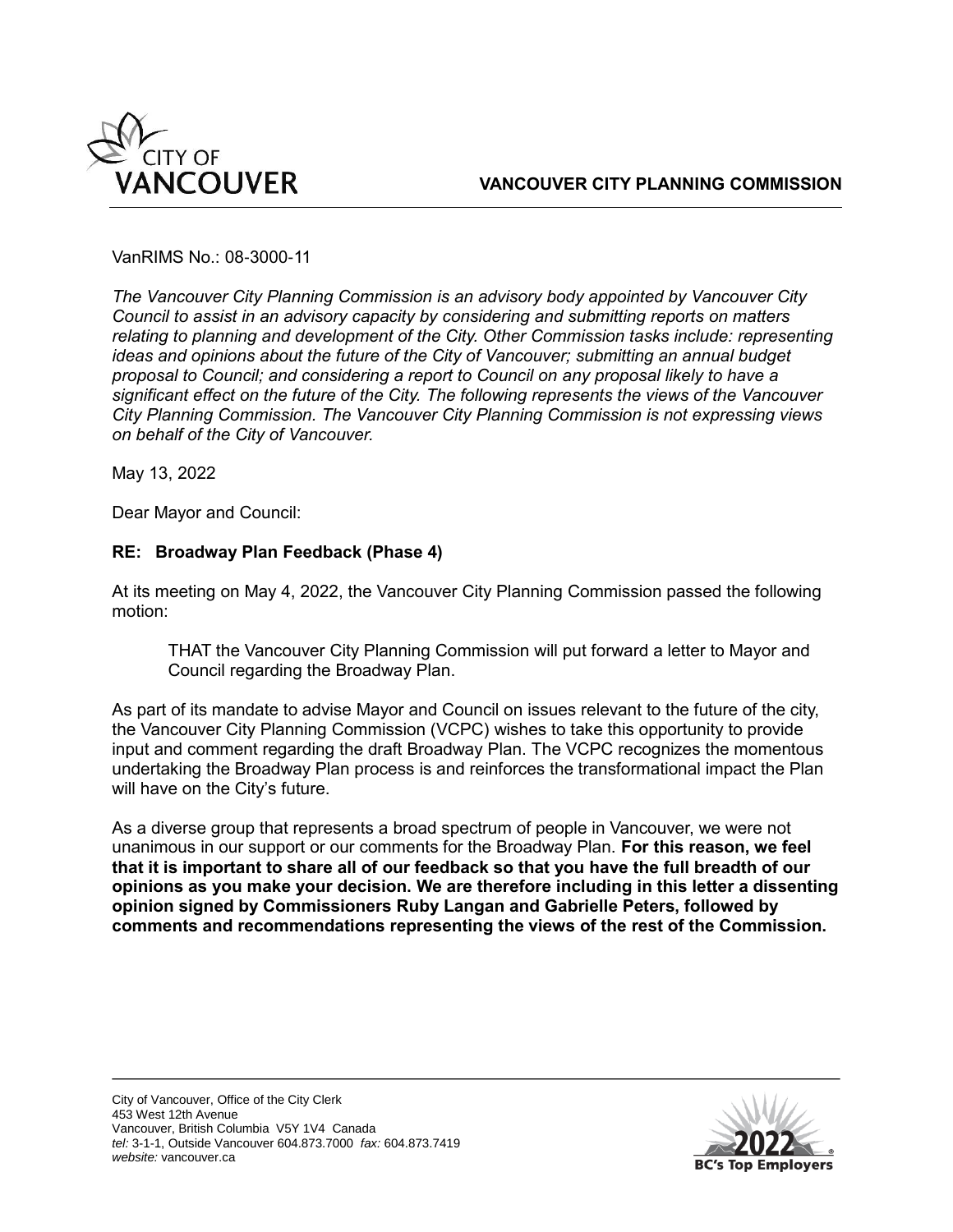CITY OF VANCOUVER

**VANCOUVER CITY PLANNING COMMISSION**

VanRIMS No.: 08-3000-11

*The Vancouver City Planning Commission is an advisory body appointed by Vancouver City Council to assist in an advisory capacity by considering and submitting reports on matters relating to planning and development of the City. Other Commission tasks include: representing ideas and opinions about the future of the City of Vancouver; submitting an annual budget proposal to Council; and considering a report to Council on any proposal likely to have a significant effect on the future of the City. The following represents the views of the Vancouver City Planning Commission. The Vancouver City Planning Commission is not expressing views on behalf of the City of Vancouver.*

May 13, 2022

Dear Mayor and Council:

**RE: Broadway Plan Feedback (Phase 4)**

At its meeting on May 4, 2022, the Vancouver City Planning Commission passed the following motion:

> THAT the Vancouver City Planning Commission will put forward a letter to Mayor and Council regarding the Broadway Plan.

As part of its mandate to advise Mayor and Council on issues relevant to the future of the city, the Vancouver City Planning Commission (VCPC) wishes to take this opportunity to provide input and comment regarding the draft Broadway Plan. The VCPC recognizes the momentous undertaking the Broadway Plan process is and reinforces the transformational impact the Plan will have on the City's future.

As a diverse group that represents a broad spectrum of people in Vancouver, we were not unanimous in our support or our comments for the Broadway Plan. **For this reason, we feel that it is important to share all of our feedback so that you have the full breadth of our opinions as you make your decision. We are therefore including in this letter a dissenting opinion signed by Commissioners Ruby Langan and Gabrielle Peters, followed by comments and recommendations representing the views of the rest of the Commission.**

City of Vancouver, Office of the City Clerk
453 West 12th Avenue
Vancouver, British Columbia V5Y 1V4 Canada
*tel:* 3-1-1, Outside Vancouver 604.873.7000 *fax:* 604.873.7419
*website:* vancouver.ca

2022 BC's Top Employers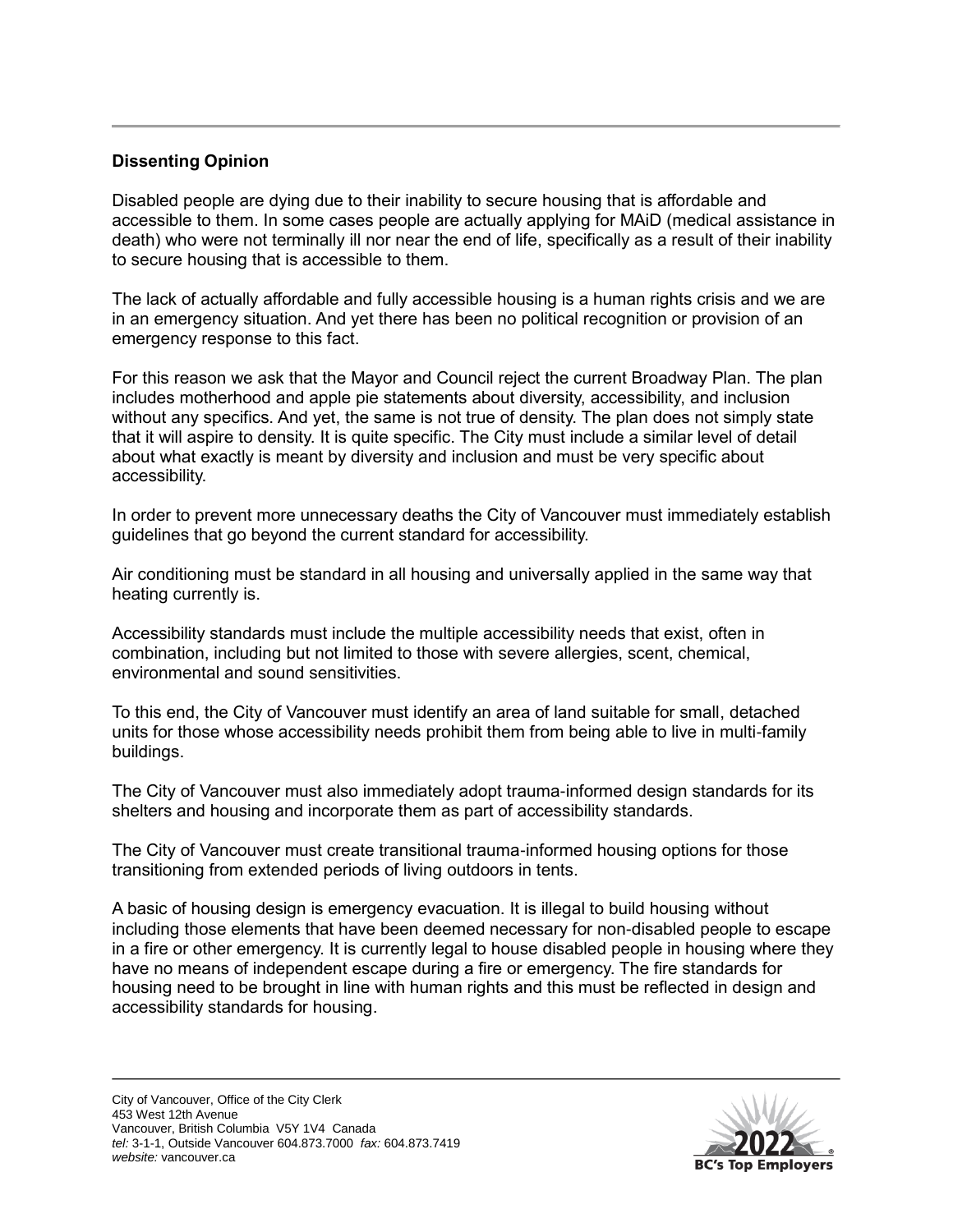**Dissenting Opinion**

Disabled people are dying due to their inability to secure housing that is affordable and accessible to them. In some cases people are actually applying for MAiD (medical assistance in death) who were not terminally ill nor near the end of life, specifically as a result of their inability to secure housing that is accessible to them.

The lack of actually affordable and fully accessible housing is a human rights crisis and we are in an emergency situation. And yet there has been no political recognition or provision of an emergency response to this fact.

For this reason we ask that the Mayor and Council reject the current Broadway Plan. The plan includes motherhood and apple pie statements about diversity, accessibility, and inclusion without any specifics. And yet, the same is not true of density. The plan does not simply state that it will aspire to density. It is quite specific. The City must include a similar level of detail about what exactly is meant by diversity and inclusion and must be very specific about accessibility.

In order to prevent more unnecessary deaths the City of Vancouver must immediately establish guidelines that go beyond the current standard for accessibility.

Air conditioning must be standard in all housing and universally applied in the same way that heating currently is.

Accessibility standards must include the multiple accessibility needs that exist, often in combination, including but not limited to those with severe allergies, scent, chemical, environmental and sound sensitivities.

To this end, the City of Vancouver must identify an area of land suitable for small, detached units for those whose accessibility needs prohibit them from being able to live in multi-family buildings.

The City of Vancouver must also immediately adopt trauma-informed design standards for its shelters and housing and incorporate them as part of accessibility standards.

The City of Vancouver must create transitional trauma-informed housing options for those transitioning from extended periods of living outdoors in tents.

A basic of housing design is emergency evacuation. It is illegal to build housing without including those elements that have been deemed necessary for non-disabled people to escape in a fire or other emergency. It is currently legal to house disabled people in housing where they have no means of independent escape during a fire or emergency. The fire standards for housing need to be brought in line with human rights and this must be reflected in design and accessibility standards for housing.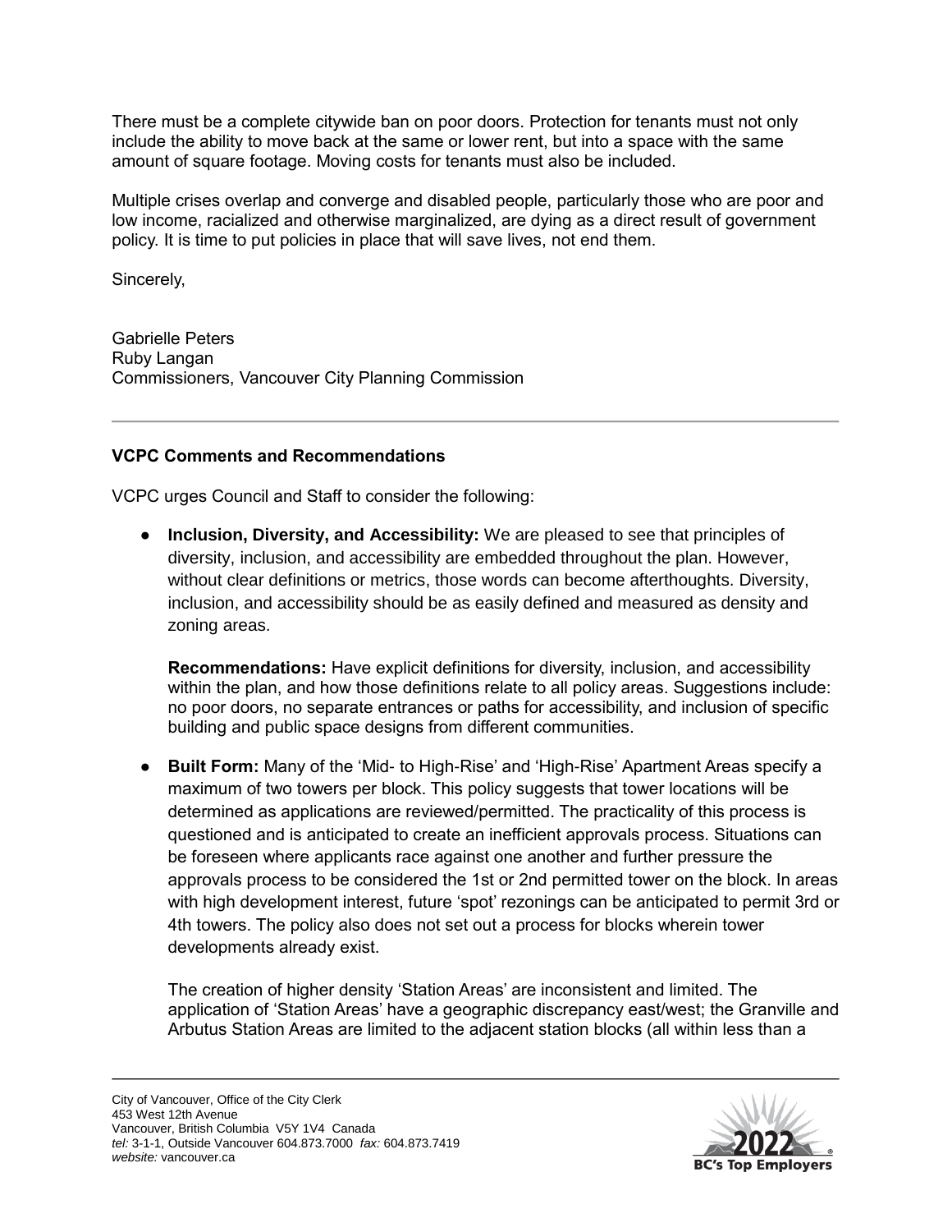There must be a complete citywide ban on poor doors. Protection for tenants must not only include the ability to move back at the same or lower rent, but into a space with the same amount of square footage. Moving costs for tenants must also be included.

Multiple crises overlap and converge and disabled people, particularly those who are poor and low income, racialized and otherwise marginalized, are dying as a direct result of government policy. It is time to put policies in place that will save lives, not end them.

Sincerely,

Gabrielle Peters  
Ruby Langan  
Commissioners, Vancouver City Planning Commission

---

**VCPC Comments and Recommendations**

VCPC urges Council and Staff to consider the following:

- **Inclusion, Diversity, and Accessibility:** We are pleased to see that principles of diversity, inclusion, and accessibility are embedded throughout the plan. However, without clear definitions or metrics, those words can become afterthoughts. Diversity, inclusion, and accessibility should be as easily defined and measured as density and zoning areas.

  **Recommendations:** Have explicit definitions for diversity, inclusion, and accessibility within the plan, and how those definitions relate to all policy areas. Suggestions include: no poor doors, no separate entrances or paths for accessibility, and inclusion of specific building and public space designs from different communities.

- **Built Form:** Many of the 'Mid- to High-Rise' and 'High-Rise' Apartment Areas specify a maximum of two towers per block. This policy suggests that tower locations will be determined as applications are reviewed/permitted. The practicality of this process is questioned and is anticipated to create an inefficient approvals process. Situations can be foreseen where applicants race against one another and further pressure the approvals process to be considered the 1st or 2nd permitted tower on the block. In areas with high development interest, future 'spot' rezonings can be anticipated to permit 3rd or 4th towers. The policy also does not set out a process for blocks wherein tower developments already exist.

  The creation of higher density 'Station Areas' are inconsistent and limited. The application of 'Station Areas' have a geographic discrepancy east/west; the Granville and Arbutus Station Areas are limited to the adjacent station blocks (all within less than a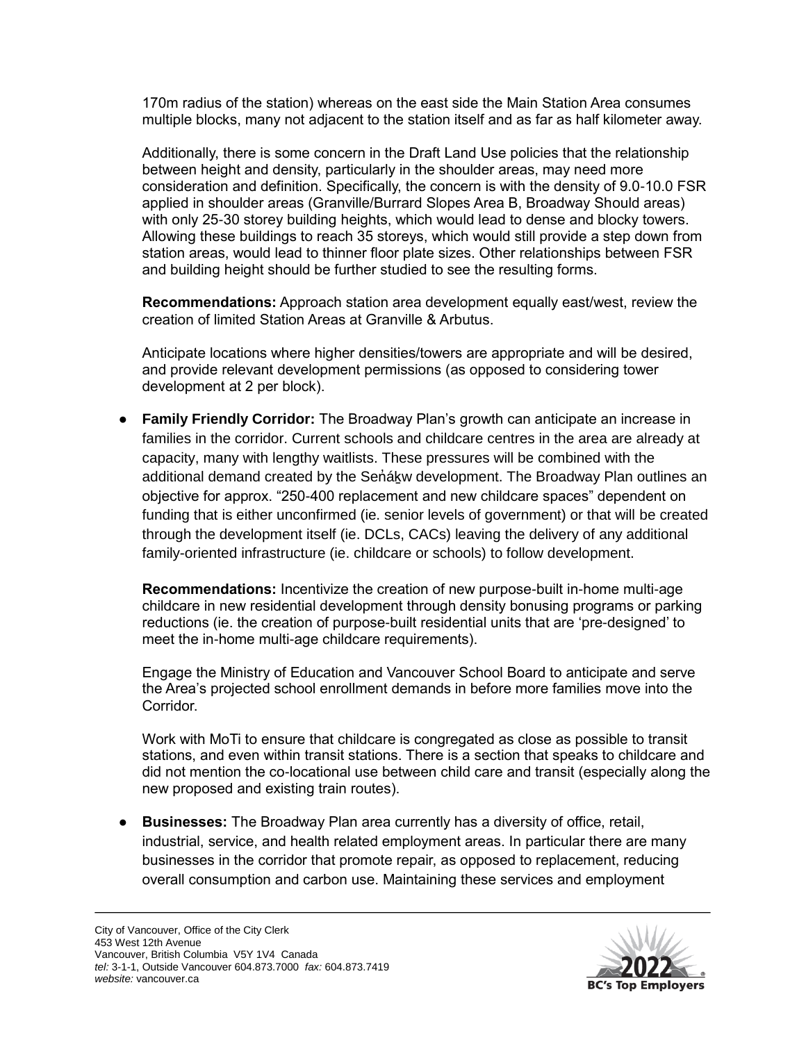170m radius of the station) whereas on the east side the Main Station Area consumes multiple blocks, many not adjacent to the station itself and as far as half kilometer away.

Additionally, there is some concern in the Draft Land Use policies that the relationship between height and density, particularly in the shoulder areas, may need more consideration and definition. Specifically, the concern is with the density of 9.0-10.0 FSR applied in shoulder areas (Granville/Burrard Slopes Area B, Broadway Should areas) with only 25-30 storey building heights, which would lead to dense and blocky towers. Allowing these buildings to reach 35 storeys, which would still provide a step down from station areas, would lead to thinner floor plate sizes. Other relationships between FSR and building height should be further studied to see the resulting forms.

**Recommendations:** Approach station area development equally east/west, review the creation of limited Station Areas at Granville & Arbutus.

Anticipate locations where higher densities/towers are appropriate and will be desired, and provide relevant development permissions (as opposed to considering tower development at 2 per block).

- **Family Friendly Corridor:** The Broadway Plan's growth can anticipate an increase in families in the corridor. Current schools and childcare centres in the area are already at capacity, many with lengthy waitlists. These pressures will be combined with the additional demand created by the Seṅáḵw development. The Broadway Plan outlines an objective for approx. "250-400 replacement and new childcare spaces" dependent on funding that is either unconfirmed (ie. senior levels of government) or that will be created through the development itself (ie. DCLs, CACs) leaving the delivery of any additional family-oriented infrastructure (ie. childcare or schools) to follow development.

  **Recommendations:** Incentivize the creation of new purpose-built in-home multi-age childcare in new residential development through density bonusing programs or parking reductions (ie. the creation of purpose-built residential units that are 'pre-designed' to meet the in-home multi-age childcare requirements).

  Engage the Ministry of Education and Vancouver School Board to anticipate and serve the Area's projected school enrollment demands in before more families move into the Corridor.

  Work with MoTi to ensure that childcare is congregated as close as possible to transit stations, and even within transit stations. There is a section that speaks to childcare and did not mention the co-locational use between child care and transit (especially along the new proposed and existing train routes).

- **Businesses:** The Broadway Plan area currently has a diversity of office, retail, industrial, service, and health related employment areas. In particular there are many businesses in the corridor that promote repair, as opposed to replacement, reducing overall consumption and carbon use. Maintaining these services and employment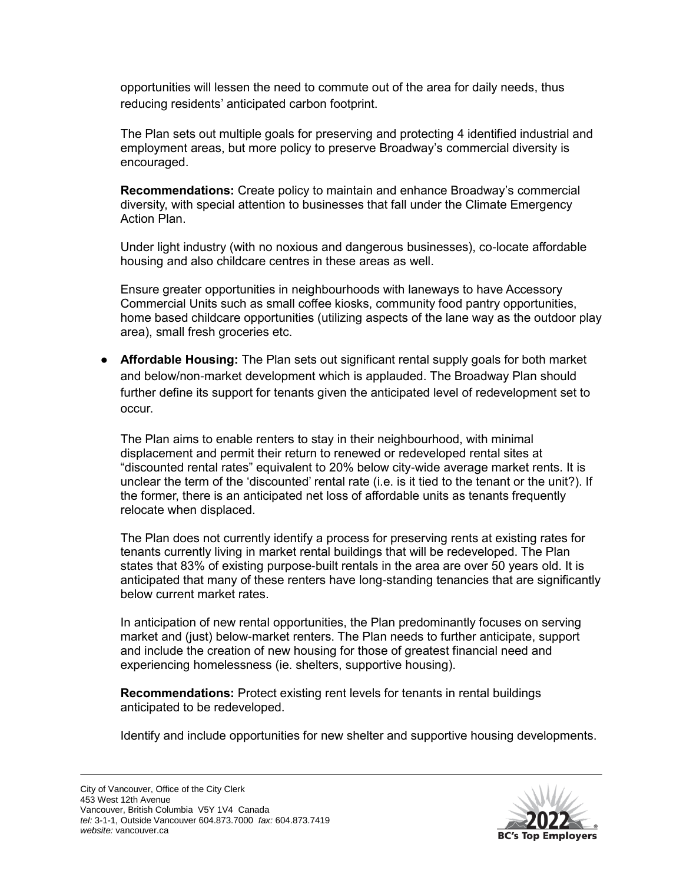opportunities will lessen the need to commute out of the area for daily needs, thus reducing residents' anticipated carbon footprint.

The Plan sets out multiple goals for preserving and protecting 4 identified industrial and employment areas, but more policy to preserve Broadway's commercial diversity is encouraged.

**Recommendations:** Create policy to maintain and enhance Broadway's commercial diversity, with special attention to businesses that fall under the Climate Emergency Action Plan.

Under light industry (with no noxious and dangerous businesses), co-locate affordable housing and also childcare centres in these areas as well.

Ensure greater opportunities in neighbourhoods with laneways to have Accessory Commercial Units such as small coffee kiosks, community food pantry opportunities, home based childcare opportunities (utilizing aspects of the lane way as the outdoor play area), small fresh groceries etc.

- **Affordable Housing:** The Plan sets out significant rental supply goals for both market and below/non-market development which is applauded. The Broadway Plan should further define its support for tenants given the anticipated level of redevelopment set to occur.

  The Plan aims to enable renters to stay in their neighbourhood, with minimal displacement and permit their return to renewed or redeveloped rental sites at "discounted rental rates" equivalent to 20% below city-wide average market rents. It is unclear the term of the 'discounted' rental rate (i.e. is it tied to the tenant or the unit?). If the former, there is an anticipated net loss of affordable units as tenants frequently relocate when displaced.

  The Plan does not currently identify a process for preserving rents at existing rates for tenants currently living in market rental buildings that will be redeveloped. The Plan states that 83% of existing purpose-built rentals in the area are over 50 years old. It is anticipated that many of these renters have long-standing tenancies that are significantly below current market rates.

  In anticipation of new rental opportunities, the Plan predominantly focuses on serving market and (just) below-market renters. The Plan needs to further anticipate, support and include the creation of new housing for those of greatest financial need and experiencing homelessness (ie. shelters, supportive housing).

  **Recommendations:** Protect existing rent levels for tenants in rental buildings anticipated to be redeveloped.

  Identify and include opportunities for new shelter and supportive housing developments.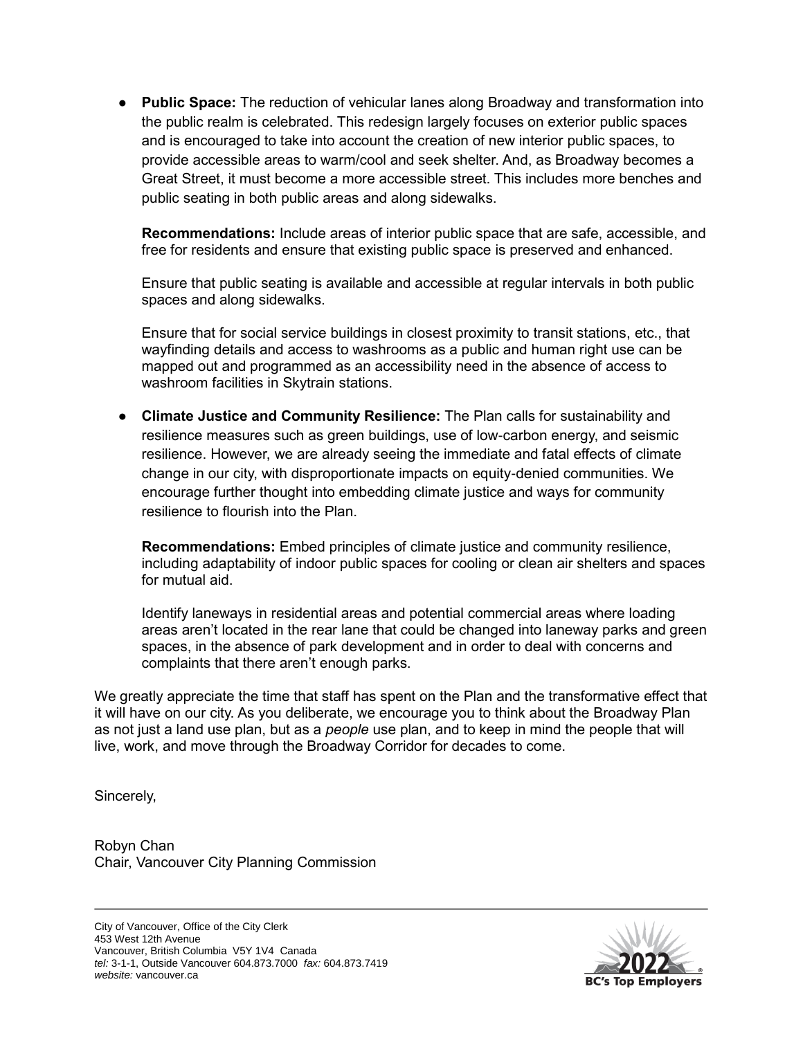- **Public Space:** The reduction of vehicular lanes along Broadway and transformation into the public realm is celebrated. This redesign largely focuses on exterior public spaces and is encouraged to take into account the creation of new interior public spaces, to provide accessible areas to warm/cool and seek shelter. And, as Broadway becomes a Great Street, it must become a more accessible street. This includes more benches and public seating in both public areas and along sidewalks.

  **Recommendations:** Include areas of interior public space that are safe, accessible, and free for residents and ensure that existing public space is preserved and enhanced.

  Ensure that public seating is available and accessible at regular intervals in both public spaces and along sidewalks.

  Ensure that for social service buildings in closest proximity to transit stations, etc., that wayfinding details and access to washrooms as a public and human right use can be mapped out and programmed as an accessibility need in the absence of access to washroom facilities in Skytrain stations.

- **Climate Justice and Community Resilience:** The Plan calls for sustainability and resilience measures such as green buildings, use of low-carbon energy, and seismic resilience. However, we are already seeing the immediate and fatal effects of climate change in our city, with disproportionate impacts on equity-denied communities. We encourage further thought into embedding climate justice and ways for community resilience to flourish into the Plan.

  **Recommendations:** Embed principles of climate justice and community resilience, including adaptability of indoor public spaces for cooling or clean air shelters and spaces for mutual aid.

  Identify laneways in residential areas and potential commercial areas where loading areas aren't located in the rear lane that could be changed into laneway parks and green spaces, in the absence of park development and in order to deal with concerns and complaints that there aren't enough parks.

We greatly appreciate the time that staff has spent on the Plan and the transformative effect that it will have on our city. As you deliberate, we encourage you to think about the Broadway Plan as not just a land use plan, but as a *people* use plan, and to keep in mind the people that will live, work, and move through the Broadway Corridor for decades to come.

Sincerely,

Robyn Chan
Chair, Vancouver City Planning Commission

City of Vancouver, Office of the City Clerk
453 West 12th Avenue
Vancouver, British Columbia V5Y 1V4 Canada
*tel:* 3-1-1, Outside Vancouver 604.873.7000 *fax:* 604.873.7419
*website:* vancouver.ca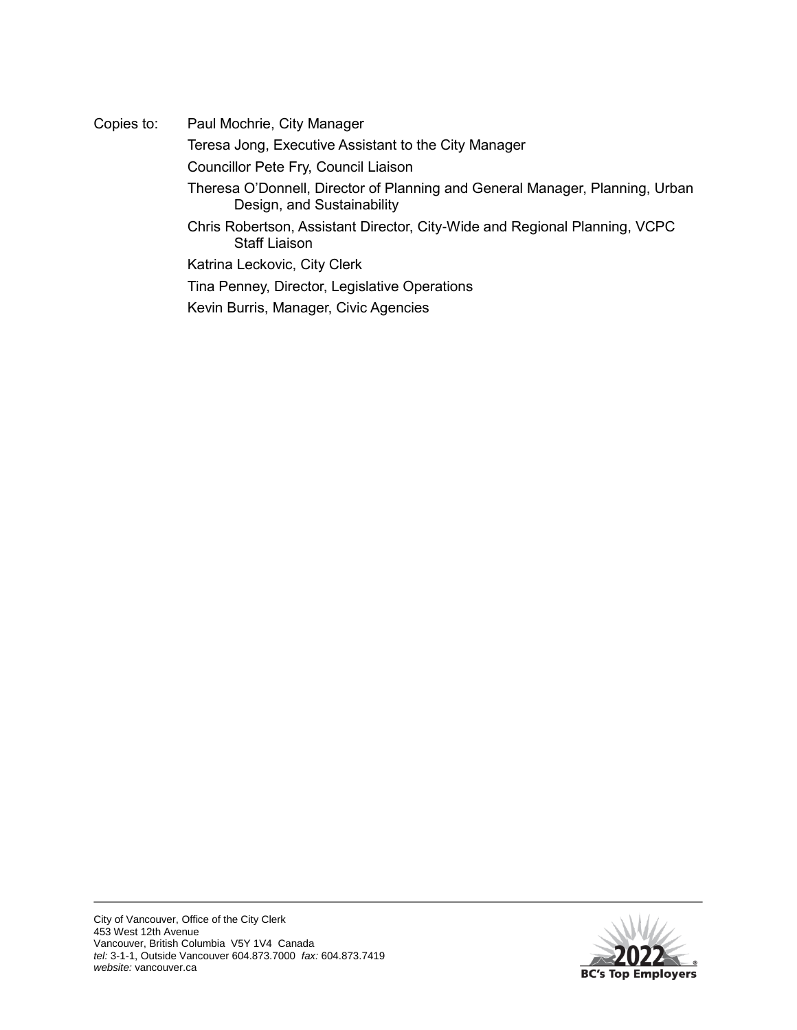Copies to: Paul Mochrie, City Manager

Teresa Jong, Executive Assistant to the City Manager

Councillor Pete Fry, Council Liaison

Theresa O'Donnell, Director of Planning and General Manager, Planning, Urban Design, and Sustainability

Chris Robertson, Assistant Director, City-Wide and Regional Planning, VCPC Staff Liaison

Katrina Leckovic, City Clerk

Tina Penney, Director, Legislative Operations

Kevin Burris, Manager, Civic Agencies

City of Vancouver, Office of the City Clerk
453 West 12th Avenue
Vancouver, British Columbia V5Y 1V4 Canada
*tel:* 3-1-1, Outside Vancouver 604.873.7000 *fax:* 604.873.7419
*website:* vancouver.ca

2022 BC's Top Employers